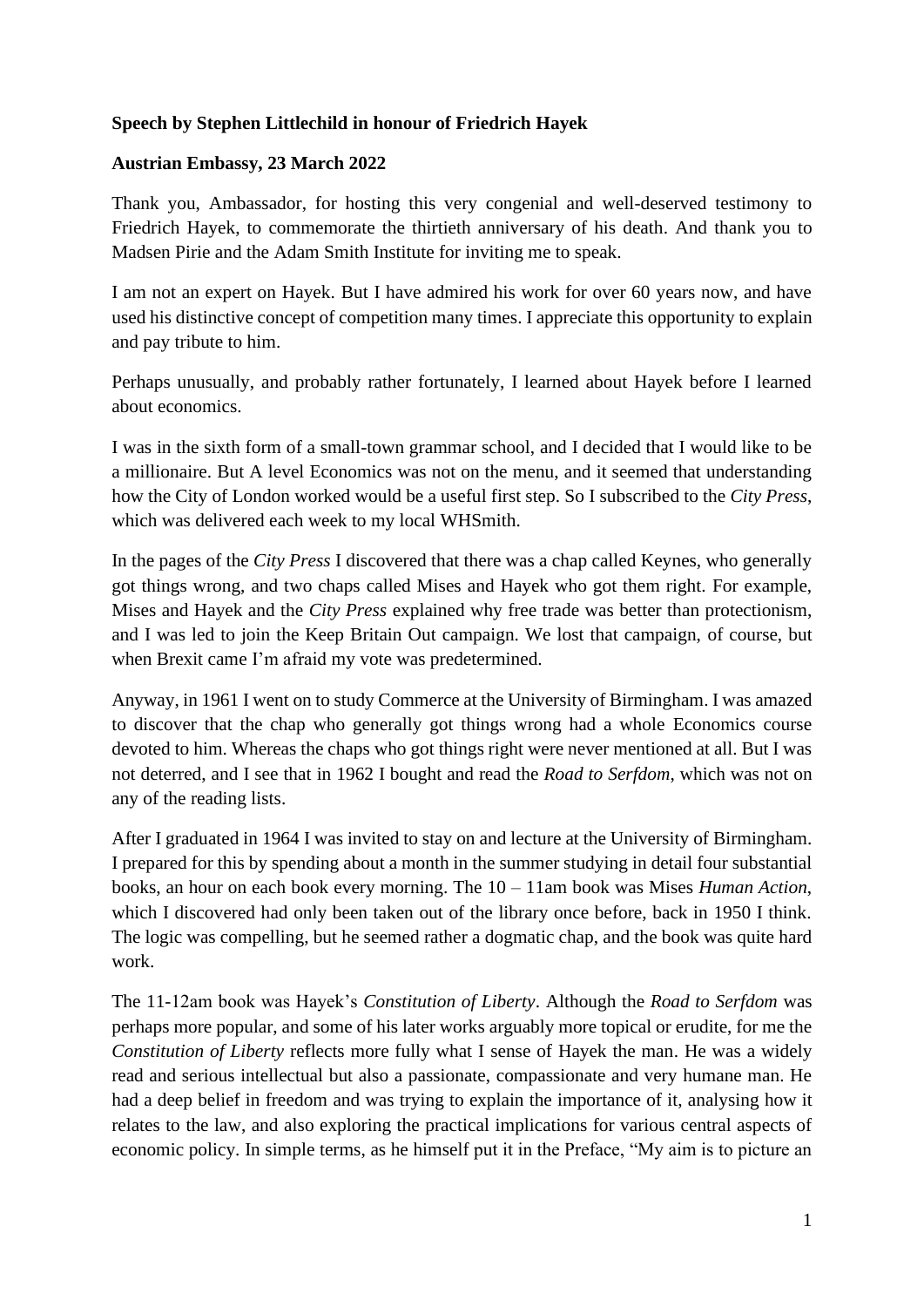**Speech by Stephen Littlechild in honour of Friedrich Hayek**

**Austrian Embassy, 23 March 2022**

Thank you, Ambassador, for hosting this very congenial and well-deserved testimony to Friedrich Hayek, to commemorate the thirtieth anniversary of his death. And thank you to Madsen Pirie and the Adam Smith Institute for inviting me to speak.

I am not an expert on Hayek. But I have admired his work for over 60 years now, and have used his distinctive concept of competition many times. I appreciate this opportunity to explain and pay tribute to him.

Perhaps unusually, and probably rather fortunately, I learned about Hayek before I learned about economics.

I was in the sixth form of a small-town grammar school, and I decided that I would like to be a millionaire. But A level Economics was not on the menu, and it seemed that understanding how the City of London worked would be a useful first step. So I subscribed to the *City Press*, which was delivered each week to my local WHSmith.

In the pages of the *City Press* I discovered that there was a chap called Keynes, who generally got things wrong, and two chaps called Mises and Hayek who got them right. For example, Mises and Hayek and the *City Press* explained why free trade was better than protectionism, and I was led to join the Keep Britain Out campaign. We lost that campaign, of course, but when Brexit came I'm afraid my vote was predetermined.

Anyway, in 1961 I went on to study Commerce at the University of Birmingham. I was amazed to discover that the chap who generally got things wrong had a whole Economics course devoted to him. Whereas the chaps who got things right were never mentioned at all. But I was not deterred, and I see that in 1962 I bought and read the *Road to Serfdom*, which was not on any of the reading lists.

After I graduated in 1964 I was invited to stay on and lecture at the University of Birmingham. I prepared for this by spending about a month in the summer studying in detail four substantial books, an hour on each book every morning. The 10 – 11am book was Mises *Human Action*, which I discovered had only been taken out of the library once before, back in 1950 I think. The logic was compelling, but he seemed rather a dogmatic chap, and the book was quite hard work.

The 11-12am book was Hayek's *Constitution of Liberty*. Although the *Road to Serfdom* was perhaps more popular, and some of his later works arguably more topical or erudite, for me the *Constitution of Liberty* reflects more fully what I sense of Hayek the man. He was a widely read and serious intellectual but also a passionate, compassionate and very humane man. He had a deep belief in freedom and was trying to explain the importance of it, analysing how it relates to the law, and also exploring the practical implications for various central aspects of economic policy. In simple terms, as he himself put it in the Preface, "My aim is to picture an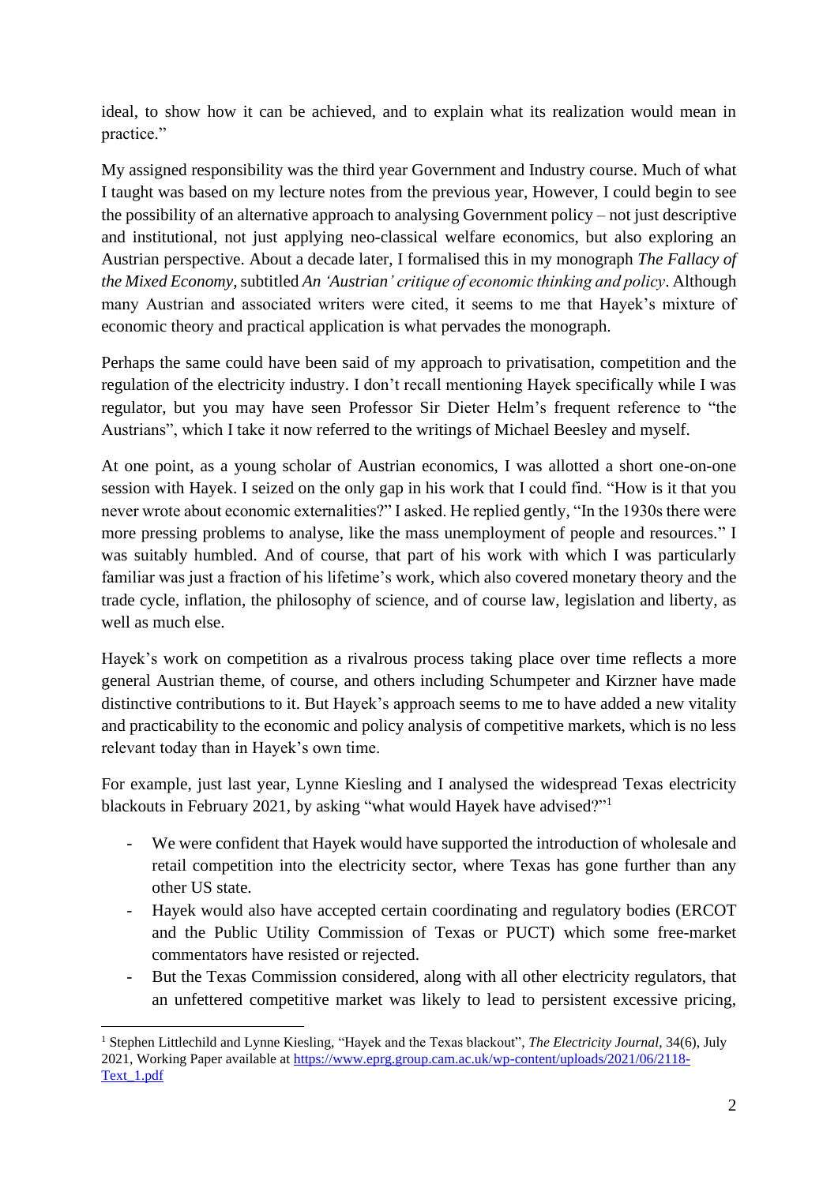ideal, to show how it can be achieved, and to explain what its realization would mean in practice."

My assigned responsibility was the third year Government and Industry course. Much of what I taught was based on my lecture notes from the previous year, However, I could begin to see the possibility of an alternative approach to analysing Government policy – not just descriptive and institutional, not just applying neo-classical welfare economics, but also exploring an Austrian perspective. About a decade later, I formalised this in my monograph *The Fallacy of the Mixed Economy*, subtitled *An 'Austrian' critique of economic thinking and policy*. Although many Austrian and associated writers were cited, it seems to me that Hayek's mixture of economic theory and practical application is what pervades the monograph.

Perhaps the same could have been said of my approach to privatisation, competition and the regulation of the electricity industry. I don't recall mentioning Hayek specifically while I was regulator, but you may have seen Professor Sir Dieter Helm's frequent reference to "the Austrians", which I take it now referred to the writings of Michael Beesley and myself.

At one point, as a young scholar of Austrian economics, I was allotted a short one-on-one session with Hayek. I seized on the only gap in his work that I could find. "How is it that you never wrote about economic externalities?" I asked. He replied gently, "In the 1930s there were more pressing problems to analyse, like the mass unemployment of people and resources." I was suitably humbled. And of course, that part of his work with which I was particularly familiar was just a fraction of his lifetime's work, which also covered monetary theory and the trade cycle, inflation, the philosophy of science, and of course law, legislation and liberty, as well as much else.

Hayek's work on competition as a rivalrous process taking place over time reflects a more general Austrian theme, of course, and others including Schumpeter and Kirzner have made distinctive contributions to it. But Hayek's approach seems to me to have added a new vitality and practicability to the economic and policy analysis of competitive markets, which is no less relevant today than in Hayek's own time.

For example, just last year, Lynne Kiesling and I analysed the widespread Texas electricity blackouts in February 2021, by asking "what would Hayek have advised?"[1]

- We were confident that Hayek would have supported the introduction of wholesale and retail competition into the electricity sector, where Texas has gone further than any other US state.
- Hayek would also have accepted certain coordinating and regulatory bodies (ERCOT and the Public Utility Commission of Texas or PUCT) which some free-market commentators have resisted or rejected.
- But the Texas Commission considered, along with all other electricity regulators, that an unfettered competitive market was likely to lead to persistent excessive pricing,

[1] Stephen Littlechild and Lynne Kiesling, "Hayek and the Texas blackout", *The Electricity Journal*, 34(6), July 2021, Working Paper available at https://www.eprg.group.cam.ac.uk/wp-content/uploads/2021/06/2118-Text_1.pdf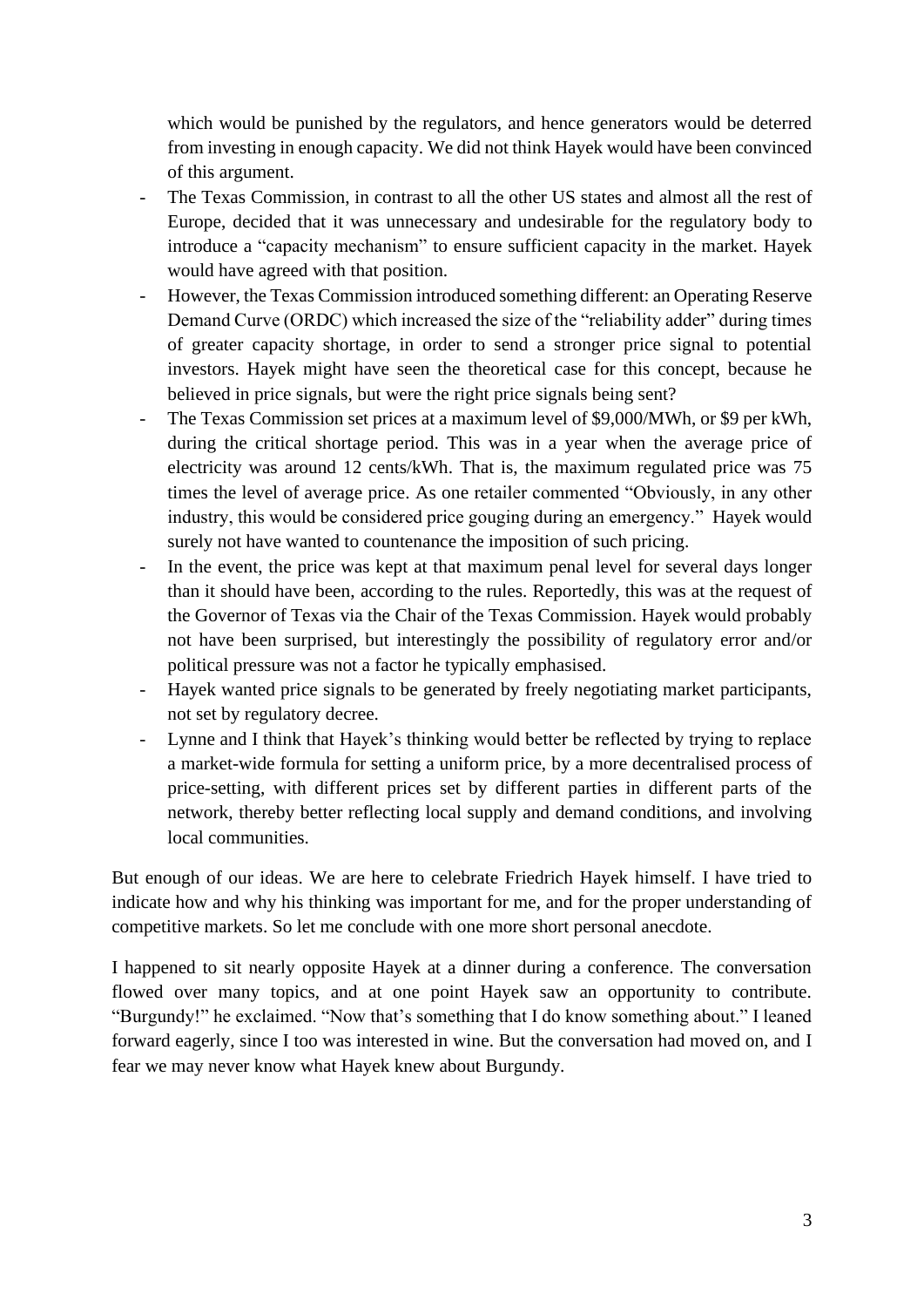which would be punished by the regulators, and hence generators would be deterred from investing in enough capacity. We did not think Hayek would have been convinced of this argument.

- The Texas Commission, in contrast to all the other US states and almost all the rest of Europe, decided that it was unnecessary and undesirable for the regulatory body to introduce a "capacity mechanism" to ensure sufficient capacity in the market. Hayek would have agreed with that position.
- However, the Texas Commission introduced something different: an Operating Reserve Demand Curve (ORDC) which increased the size of the "reliability adder" during times of greater capacity shortage, in order to send a stronger price signal to potential investors. Hayek might have seen the theoretical case for this concept, because he believed in price signals, but were the right price signals being sent?
- The Texas Commission set prices at a maximum level of $9,000/MWh, or $9 per kWh, during the critical shortage period. This was in a year when the average price of electricity was around 12 cents/kWh. That is, the maximum regulated price was 75 times the level of average price. As one retailer commented "Obviously, in any other industry, this would be considered price gouging during an emergency." Hayek would surely not have wanted to countenance the imposition of such pricing.
- In the event, the price was kept at that maximum penal level for several days longer than it should have been, according to the rules. Reportedly, this was at the request of the Governor of Texas via the Chair of the Texas Commission. Hayek would probably not have been surprised, but interestingly the possibility of regulatory error and/or political pressure was not a factor he typically emphasised.
- Hayek wanted price signals to be generated by freely negotiating market participants, not set by regulatory decree.
- Lynne and I think that Hayek's thinking would better be reflected by trying to replace a market-wide formula for setting a uniform price, by a more decentralised process of price-setting, with different prices set by different parties in different parts of the network, thereby better reflecting local supply and demand conditions, and involving local communities.

But enough of our ideas. We are here to celebrate Friedrich Hayek himself. I have tried to indicate how and why his thinking was important for me, and for the proper understanding of competitive markets. So let me conclude with one more short personal anecdote.

I happened to sit nearly opposite Hayek at a dinner during a conference. The conversation flowed over many topics, and at one point Hayek saw an opportunity to contribute. "Burgundy!" he exclaimed. "Now that's something that I do know something about." I leaned forward eagerly, since I too was interested in wine. But the conversation had moved on, and I fear we may never know what Hayek knew about Burgundy.